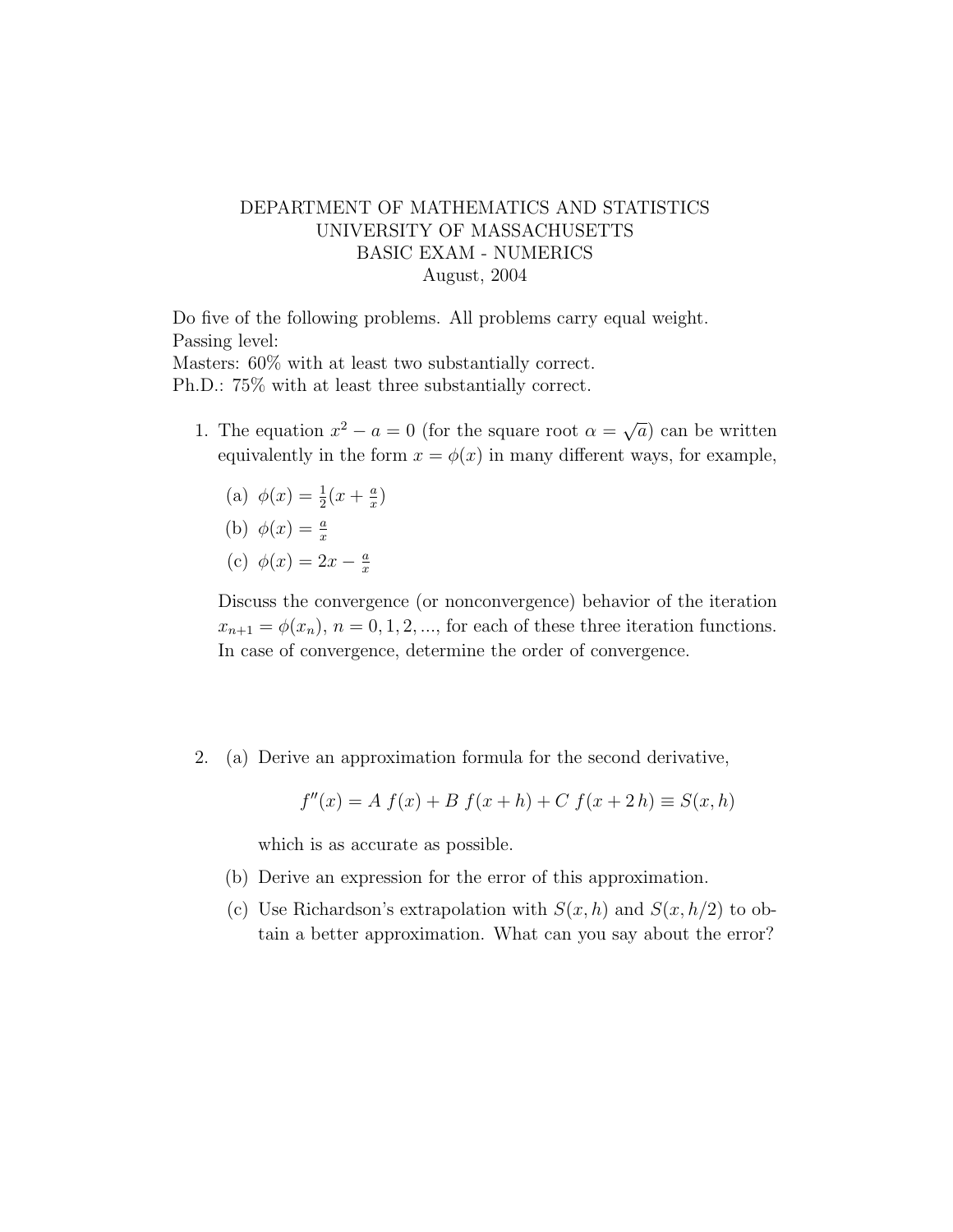DEPARTMENT OF MATHEMATICS AND STATISTICS
UNIVERSITY OF MASSACHUSETTS
BASIC EXAM - NUMERICS
August, 2004

Do five of the following problems. All problems carry equal weight.
Passing level:
Masters: 60% with at least two substantially correct.
Ph.D.: 75% with at least three substantially correct.

1. The equation $x^2 - a = 0$ (for the square root $\alpha = \sqrt{a}$) can be written equivalently in the form $x = \phi(x)$ in many different ways, for example,

   (a) $\phi(x) = \frac{1}{2}(x + \frac{a}{x})$

   (b) $\phi(x) = \frac{a}{x}$

   (c) $\phi(x) = 2x - \frac{a}{x}$

   Discuss the convergence (or nonconvergence) behavior of the iteration $x_{n+1} = \phi(x_n)$, $n = 0, 1, 2, ...$, for each of these three iteration functions. In case of convergence, determine the order of convergence.

2. (a) Derive an approximation formula for the second derivative,

   $$f''(x) = A\ f(x) + B\ f(x + h) + C\ f(x + 2\,h) \equiv S(x, h)$$

   which is as accurate as possible.

   (b) Derive an expression for the error of this approximation.

   (c) Use Richardson's extrapolation with $S(x, h)$ and $S(x, h/2)$ to obtain a better approximation. What can you say about the error?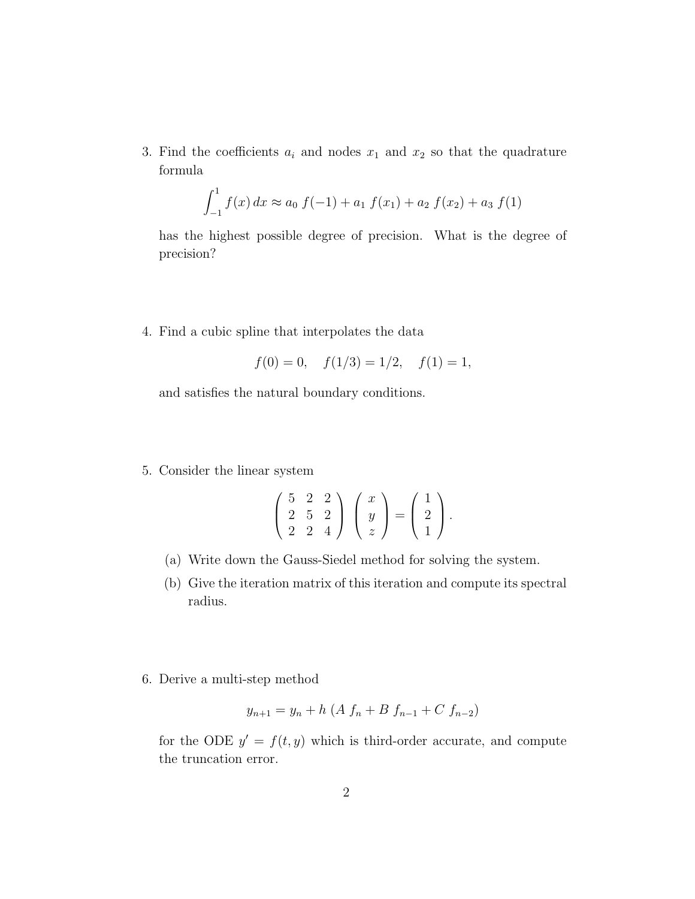3. Find the coefficients $a_i$ and nodes $x_1$ and $x_2$ so that the quadrature formula

$$\int_{-1}^{1} f(x)\,dx \approx a_0\, f(-1) + a_1\, f(x_1) + a_2\, f(x_2) + a_3\, f(1)$$

has the highest possible degree of precision. What is the degree of precision?

4. Find a cubic spline that interpolates the data

$$f(0) = 0, \quad f(1/3) = 1/2, \quad f(1) = 1,$$

and satisfies the natural boundary conditions.

5. Consider the linear system

$$\begin{pmatrix} 5 & 2 & 2 \\ 2 & 5 & 2 \\ 2 & 2 & 4 \end{pmatrix} \begin{pmatrix} x \\ y \\ z \end{pmatrix} = \begin{pmatrix} 1 \\ 2 \\ 1 \end{pmatrix}.$$

   (a) Write down the Gauss-Siedel method for solving the system.

   (b) Give the iteration matrix of this iteration and compute its spectral radius.

6. Derive a multi-step method

$$y_{n+1} = y_n + h\,(A\, f_n + B\, f_{n-1} + C\, f_{n-2})$$

for the ODE $y' = f(t, y)$ which is third-order accurate, and compute the truncation error.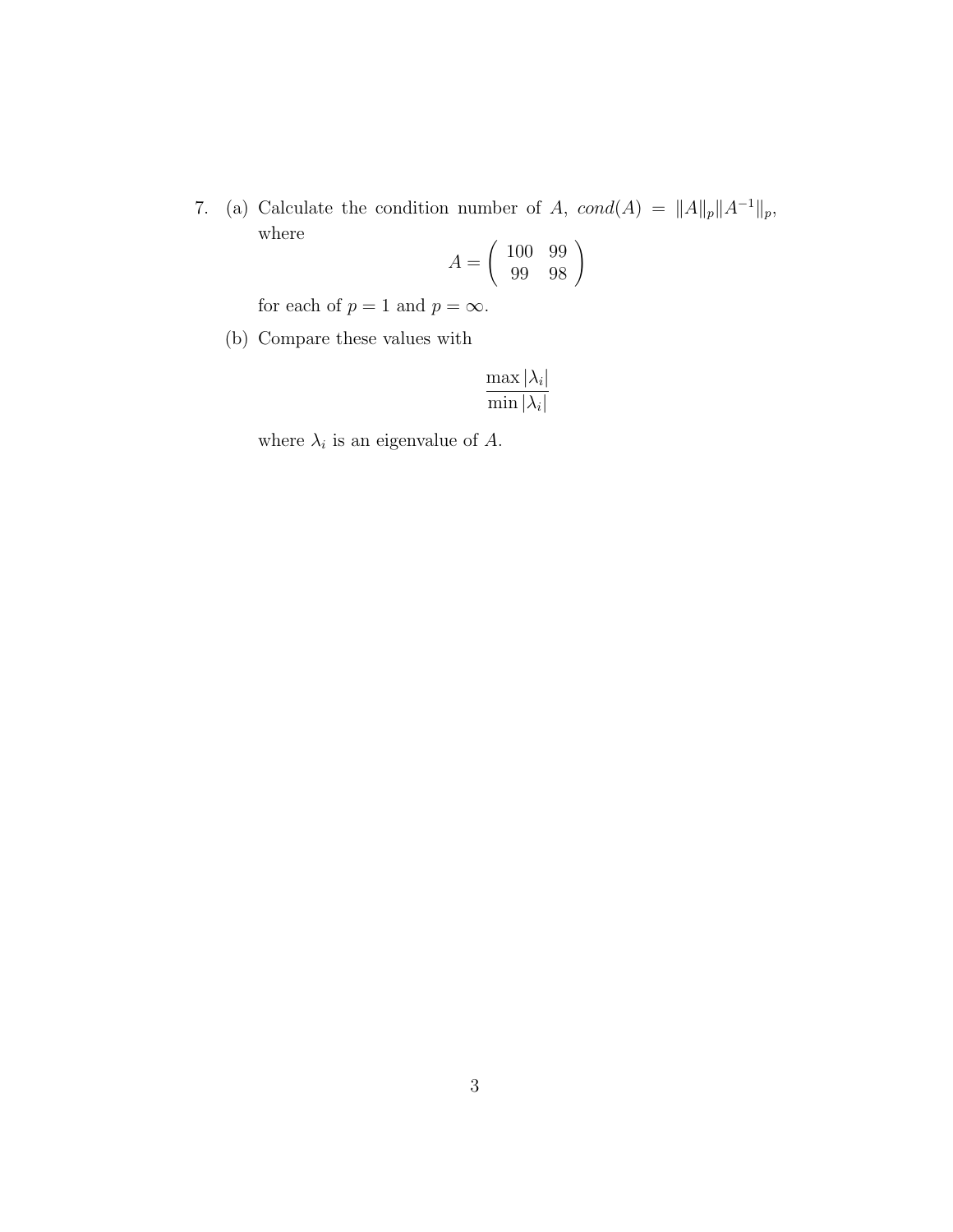7. (a) Calculate the condition number of $A$, $cond(A) = \|A\|_p \|A^{-1}\|_p$, where

$$A = \begin{pmatrix} 100 & 99 \\ 99 & 98 \end{pmatrix}$$

for each of $p = 1$ and $p = \infty$.

(b) Compare these values with

$$\frac{\max |\lambda_i|}{\min |\lambda_i|}$$

where $\lambda_i$ is an eigenvalue of $A$.